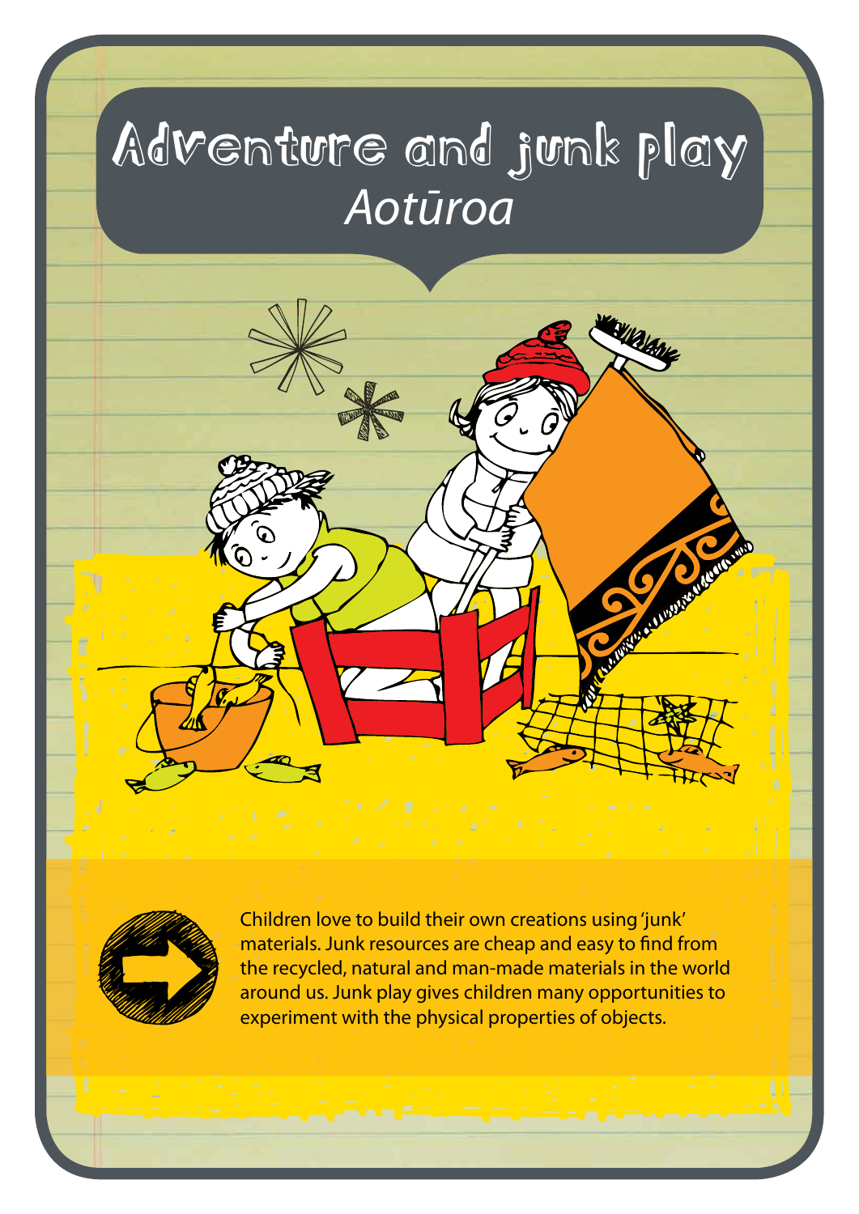# Adventure and junk play
## *Aotūroa*

Children love to build their own creations using 'junk' materials. Junk resources are cheap and easy to find from the recycled, natural and man-made materials in the world around us. Junk play gives children many opportunities to experiment with the physical properties of objects.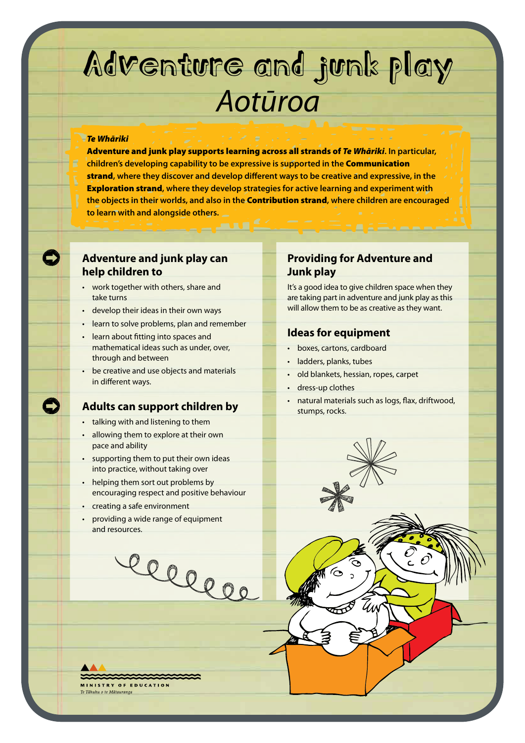# Adventure and junk play

# *Aotūroa*

***Te Whāriki***

**Adventure and junk play supports learning across all strands of *Te Whāriki*. In particular, children's developing capability to be expressive is supported in the Communication strand, where they discover and develop different ways to be creative and expressive, in the Exploration strand, where they develop strategies for active learning and experiment with the objects in their worlds, and also in the Contribution strand, where children are encouraged to learn with and alongside others.**

## Adventure and junk play can help children to

- work together with others, share and take turns
- develop their ideas in their own ways
- learn to solve problems, plan and remember
- learn about fitting into spaces and mathematical ideas such as under, over, through and between
- be creative and use objects and materials in different ways.

## Adults can support children by

- talking with and listening to them
- allowing them to explore at their own pace and ability
- supporting them to put their own ideas into practice, without taking over
- helping them sort out problems by encouraging respect and positive behaviour
- creating a safe environment
- providing a wide range of equipment and resources.

## Providing for Adventure and Junk play

It's a good idea to give children space when they are taking part in adventure and junk play as this will allow them to be as creative as they want.

## Ideas for equipment

- boxes, cartons, cardboard
- ladders, planks, tubes
- old blankets, hessian, ropes, carpet
- dress-up clothes
- natural materials such as logs, flax, driftwood, stumps, rocks.

MINISTRY OF EDUCATION
*Te Tāhuhu o te Mātauranga*